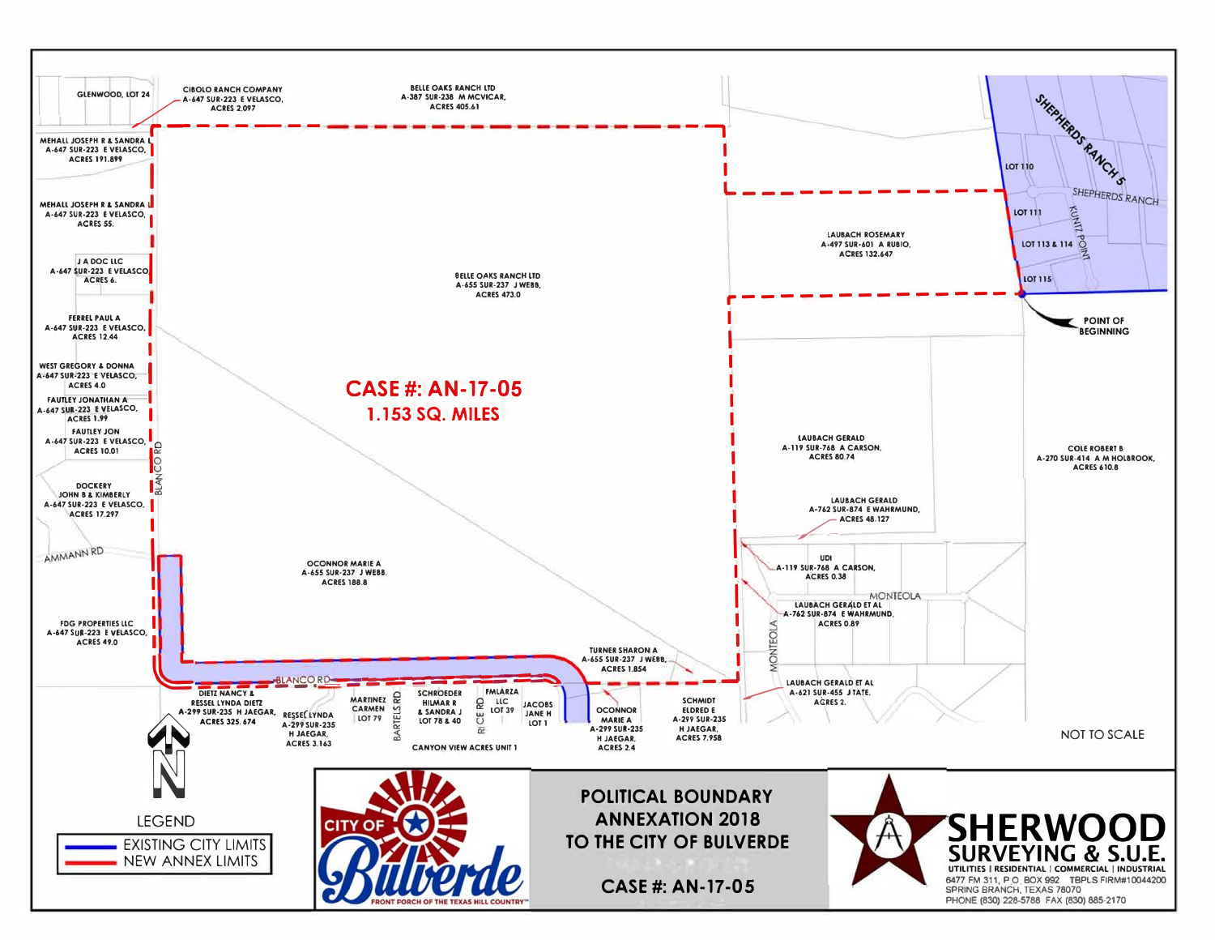# CASE #: AN-17-05

**1.153 SQ. MILES**

GLENWOOD, LOT 24

CIBOLO RANCH COMPANY
A-647 SUR-223 E VELASCO,
ACRES 2.097

BELLE OAKS RANCH LTD
A-387 SUR-238 M MCVICAR,
ACRES 405.61

SHEPHERDS RANCH 5

LOT 110

SHEPHERDS RANCH

LOT 111

KUNTZ POINT

LOT 113 & 114

LOT 115

POINT OF BEGINNING

MEHALL JOSEPH R & SANDRA L
A-647 SUR-223 E VELASCO,
ACRES 191.899

MEHALL JOSEPH R & SANDRA L
A-647 SUR-223 E VELASCO,
ACRES 55.

J A DOC LLC
A-647 SUR-223 E VELASCO
ACRES 6.

FERREL PAUL A
A-647 SUR-223 E VELASCO,
ACRES 12.44

WEST GREGORY & DONNA
A-647 SUR-223 E VELASCO,
ACRES 4.0

FAUTLEY JONATHAN A
A-647 SUR-223 E VELASCO,
ACRES 1.99

FAUTLEY JON
A-647 SUR-223 E VELASCO,
ACRES 10.01

DOCKERY
JOHN B & KIMBERLY
A-647 SUR-223 E VELASCO,
ACRES 17.297

BLANCO RD

AMMANN RD

FDG PROPERTIES LLC
A-647 SUR-223 E VELASCO,
ACRES 49.0

BELLE OAKS RANCH LTD
A-655 SUR-237 J WEBB,
ACRES 473.0

LAUBACH ROSEMARY
A-497 SUR-601 A RUBIO,
ACRES 132.647

LAUBACH GERALD
A-119 SUR-768 A CARSON,
ACRES 80.74

COLE ROBERT B
A-270 SUR-414 A M HOLBROOK,
ACRES 610.8

LAUBACH GERALD
A-762 SUR-874 E WAHRMUND,
ACRES 48.127

UDI
A-119 SUR-768 A CARSON,
ACRES 0.38

MONTEOLA

LAUBACH GERALD ET AL
A-762 SUR-874 E WAHRMUND,
ACRES 0.89

OCONNOR MARIE A
A-655 SUR-237 J WEBB,
ACRES 188.8

TURNER SHARON A
A-655 SUR-237 J WEBB,
ACRES 1.854

LAUBACH GERALD ET AL
A-621 SUR-455 J TATE,
ACRES 2.

BLANCO RD

DIETZ NANCY &
RESSEL LYNDA DIETZ
A-299 SUR-235 H JAEGAR,
ACRES 325.674

RESSEL LYNDA
A-299 SUR-235
H JAEGAR,
ACRES 3.163

MARTINEZ
CARMEN
LOT 79

BARTELS RD

SCHROEDER
HILMAR R
& SANDRA J
LOT 78 & 40

RICE RD

FMLARZA
LLC
LOT 39

JACOBS
JANE H
LOT 1

CANYON VIEW ACRES UNIT 1

OCONNOR
MARIE A
A-299 SUR-235
H JAEGAR,
ACRES 2.4

SCHMIDT
ELDRED E
A-299 SUR-235
H JAEGAR,
ACRES 7.958

NOT TO SCALE

N

LEGEND

| | |
|---|---|
| (blue line) | EXISTING CITY LIMITS |
| (red line) | NEW ANNEX LIMITS |

CITY OF Bulverde
FRONT PORCH OF THE TEXAS HILL COUNTRY™

**POLITICAL BOUNDARY ANNEXATION 2018 TO THE CITY OF BULVERDE**

**CASE #: AN-17-05**

**SHERWOOD SURVEYING & S.U.E.**
UTILITIES | RESIDENTIAL | COMMERCIAL | INDUSTRIAL
6477 FM 311, P.O. BOX 992 TBPLS FIRM#10044200
SPRING BRANCH, TEXAS 78070
PHONE (830) 228-5788 FAX (830) 885-2170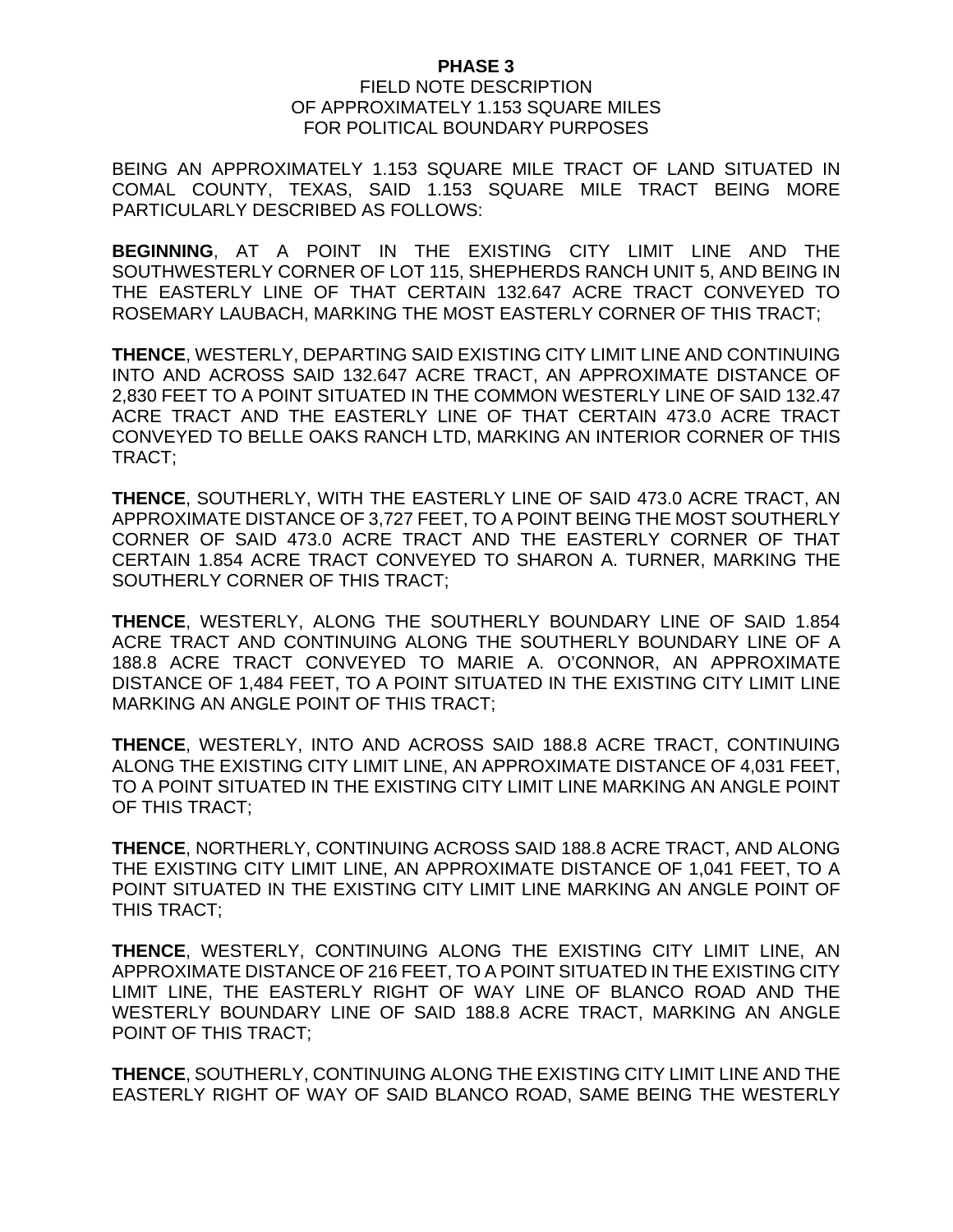**PHASE 3**

FIELD NOTE DESCRIPTION
OF APPROXIMATELY 1.153 SQUARE MILES
FOR POLITICAL BOUNDARY PURPOSES

BEING AN APPROXIMATELY 1.153 SQUARE MILE TRACT OF LAND SITUATED IN COMAL COUNTY, TEXAS, SAID 1.153 SQUARE MILE TRACT BEING MORE PARTICULARLY DESCRIBED AS FOLLOWS:

**BEGINNING**, AT A POINT IN THE EXISTING CITY LIMIT LINE AND THE SOUTHWESTERLY CORNER OF LOT 115, SHEPHERDS RANCH UNIT 5, AND BEING IN THE EASTERLY LINE OF THAT CERTAIN 132.647 ACRE TRACT CONVEYED TO ROSEMARY LAUBACH, MARKING THE MOST EASTERLY CORNER OF THIS TRACT;

**THENCE**, WESTERLY, DEPARTING SAID EXISTING CITY LIMIT LINE AND CONTINUING INTO AND ACROSS SAID 132.647 ACRE TRACT, AN APPROXIMATE DISTANCE OF 2,830 FEET TO A POINT SITUATED IN THE COMMON WESTERLY LINE OF SAID 132.47 ACRE TRACT AND THE EASTERLY LINE OF THAT CERTAIN 473.0 ACRE TRACT CONVEYED TO BELLE OAKS RANCH LTD, MARKING AN INTERIOR CORNER OF THIS TRACT;

**THENCE**, SOUTHERLY, WITH THE EASTERLY LINE OF SAID 473.0 ACRE TRACT, AN APPROXIMATE DISTANCE OF 3,727 FEET, TO A POINT BEING THE MOST SOUTHERLY CORNER OF SAID 473.0 ACRE TRACT AND THE EASTERLY CORNER OF THAT CERTAIN 1.854 ACRE TRACT CONVEYED TO SHARON A. TURNER, MARKING THE SOUTHERLY CORNER OF THIS TRACT;

**THENCE**, WESTERLY, ALONG THE SOUTHERLY BOUNDARY LINE OF SAID 1.854 ACRE TRACT AND CONTINUING ALONG THE SOUTHERLY BOUNDARY LINE OF A 188.8 ACRE TRACT CONVEYED TO MARIE A. O'CONNOR, AN APPROXIMATE DISTANCE OF 1,484 FEET, TO A POINT SITUATED IN THE EXISTING CITY LIMIT LINE MARKING AN ANGLE POINT OF THIS TRACT;

**THENCE**, WESTERLY, INTO AND ACROSS SAID 188.8 ACRE TRACT, CONTINUING ALONG THE EXISTING CITY LIMIT LINE, AN APPROXIMATE DISTANCE OF 4,031 FEET, TO A POINT SITUATED IN THE EXISTING CITY LIMIT LINE MARKING AN ANGLE POINT OF THIS TRACT;

**THENCE**, NORTHERLY, CONTINUING ACROSS SAID 188.8 ACRE TRACT, AND ALONG THE EXISTING CITY LIMIT LINE, AN APPROXIMATE DISTANCE OF 1,041 FEET, TO A POINT SITUATED IN THE EXISTING CITY LIMIT LINE MARKING AN ANGLE POINT OF THIS TRACT;

**THENCE**, WESTERLY, CONTINUING ALONG THE EXISTING CITY LIMIT LINE, AN APPROXIMATE DISTANCE OF 216 FEET, TO A POINT SITUATED IN THE EXISTING CITY LIMIT LINE, THE EASTERLY RIGHT OF WAY LINE OF BLANCO ROAD AND THE WESTERLY BOUNDARY LINE OF SAID 188.8 ACRE TRACT, MARKING AN ANGLE POINT OF THIS TRACT;

**THENCE**, SOUTHERLY, CONTINUING ALONG THE EXISTING CITY LIMIT LINE AND THE EASTERLY RIGHT OF WAY OF SAID BLANCO ROAD, SAME BEING THE WESTERLY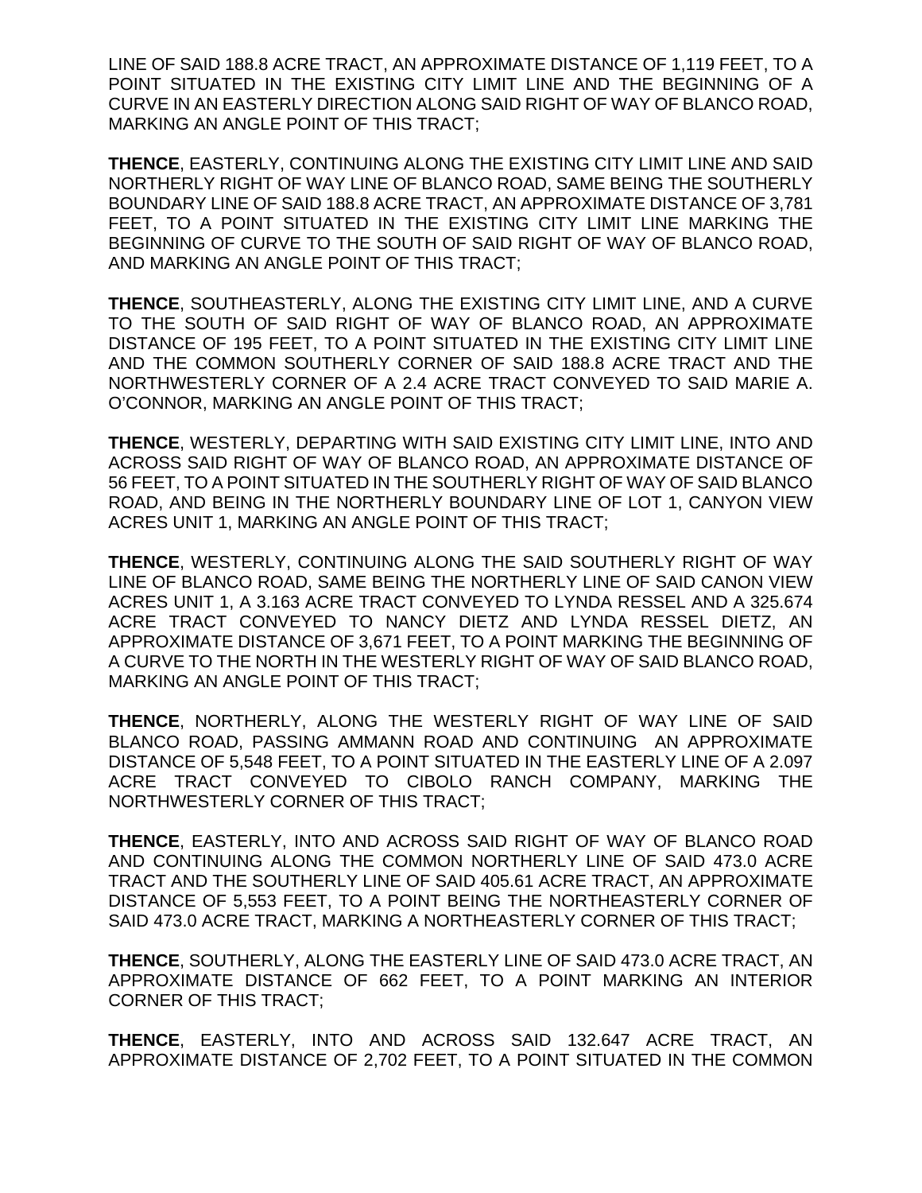LINE OF SAID 188.8 ACRE TRACT, AN APPROXIMATE DISTANCE OF 1,119 FEET, TO A POINT SITUATED IN THE EXISTING CITY LIMIT LINE AND THE BEGINNING OF A CURVE IN AN EASTERLY DIRECTION ALONG SAID RIGHT OF WAY OF BLANCO ROAD, MARKING AN ANGLE POINT OF THIS TRACT;

**THENCE**, EASTERLY, CONTINUING ALONG THE EXISTING CITY LIMIT LINE AND SAID NORTHERLY RIGHT OF WAY LINE OF BLANCO ROAD, SAME BEING THE SOUTHERLY BOUNDARY LINE OF SAID 188.8 ACRE TRACT, AN APPROXIMATE DISTANCE OF 3,781 FEET, TO A POINT SITUATED IN THE EXISTING CITY LIMIT LINE MARKING THE BEGINNING OF CURVE TO THE SOUTH OF SAID RIGHT OF WAY OF BLANCO ROAD, AND MARKING AN ANGLE POINT OF THIS TRACT;

**THENCE**, SOUTHEASTERLY, ALONG THE EXISTING CITY LIMIT LINE, AND A CURVE TO THE SOUTH OF SAID RIGHT OF WAY OF BLANCO ROAD, AN APPROXIMATE DISTANCE OF 195 FEET, TO A POINT SITUATED IN THE EXISTING CITY LIMIT LINE AND THE COMMON SOUTHERLY CORNER OF SAID 188.8 ACRE TRACT AND THE NORTHWESTERLY CORNER OF A 2.4 ACRE TRACT CONVEYED TO SAID MARIE A. O'CONNOR, MARKING AN ANGLE POINT OF THIS TRACT;

**THENCE**, WESTERLY, DEPARTING WITH SAID EXISTING CITY LIMIT LINE, INTO AND ACROSS SAID RIGHT OF WAY OF BLANCO ROAD, AN APPROXIMATE DISTANCE OF 56 FEET, TO A POINT SITUATED IN THE SOUTHERLY RIGHT OF WAY OF SAID BLANCO ROAD, AND BEING IN THE NORTHERLY BOUNDARY LINE OF LOT 1, CANYON VIEW ACRES UNIT 1, MARKING AN ANGLE POINT OF THIS TRACT;

**THENCE**, WESTERLY, CONTINUING ALONG THE SAID SOUTHERLY RIGHT OF WAY LINE OF BLANCO ROAD, SAME BEING THE NORTHERLY LINE OF SAID CANON VIEW ACRES UNIT 1, A 3.163 ACRE TRACT CONVEYED TO LYNDA RESSEL AND A 325.674 ACRE TRACT CONVEYED TO NANCY DIETZ AND LYNDA RESSEL DIETZ, AN APPROXIMATE DISTANCE OF 3,671 FEET, TO A POINT MARKING THE BEGINNING OF A CURVE TO THE NORTH IN THE WESTERLY RIGHT OF WAY OF SAID BLANCO ROAD, MARKING AN ANGLE POINT OF THIS TRACT;

**THENCE**, NORTHERLY, ALONG THE WESTERLY RIGHT OF WAY LINE OF SAID BLANCO ROAD, PASSING AMMANN ROAD AND CONTINUING AN APPROXIMATE DISTANCE OF 5,548 FEET, TO A POINT SITUATED IN THE EASTERLY LINE OF A 2.097 ACRE TRACT CONVEYED TO CIBOLO RANCH COMPANY, MARKING THE NORTHWESTERLY CORNER OF THIS TRACT;

**THENCE**, EASTERLY, INTO AND ACROSS SAID RIGHT OF WAY OF BLANCO ROAD AND CONTINUING ALONG THE COMMON NORTHERLY LINE OF SAID 473.0 ACRE TRACT AND THE SOUTHERLY LINE OF SAID 405.61 ACRE TRACT, AN APPROXIMATE DISTANCE OF 5,553 FEET, TO A POINT BEING THE NORTHEASTERLY CORNER OF SAID 473.0 ACRE TRACT, MARKING A NORTHEASTERLY CORNER OF THIS TRACT;

**THENCE**, SOUTHERLY, ALONG THE EASTERLY LINE OF SAID 473.0 ACRE TRACT, AN APPROXIMATE DISTANCE OF 662 FEET, TO A POINT MARKING AN INTERIOR CORNER OF THIS TRACT;

**THENCE**, EASTERLY, INTO AND ACROSS SAID 132.647 ACRE TRACT, AN APPROXIMATE DISTANCE OF 2,702 FEET, TO A POINT SITUATED IN THE COMMON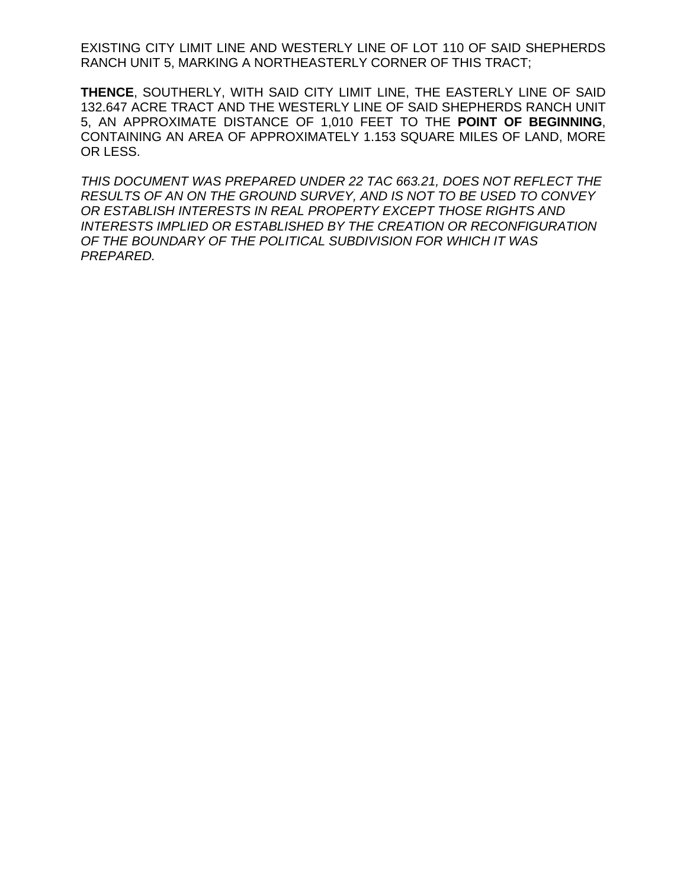EXISTING CITY LIMIT LINE AND WESTERLY LINE OF LOT 110 OF SAID SHEPHERDS RANCH UNIT 5, MARKING A NORTHEASTERLY CORNER OF THIS TRACT;

**THENCE**, SOUTHERLY, WITH SAID CITY LIMIT LINE, THE EASTERLY LINE OF SAID 132.647 ACRE TRACT AND THE WESTERLY LINE OF SAID SHEPHERDS RANCH UNIT 5, AN APPROXIMATE DISTANCE OF 1,010 FEET TO THE **POINT OF BEGINNING**, CONTAINING AN AREA OF APPROXIMATELY 1.153 SQUARE MILES OF LAND, MORE OR LESS.

*THIS DOCUMENT WAS PREPARED UNDER 22 TAC 663.21, DOES NOT REFLECT THE RESULTS OF AN ON THE GROUND SURVEY, AND IS NOT TO BE USED TO CONVEY OR ESTABLISH INTERESTS IN REAL PROPERTY EXCEPT THOSE RIGHTS AND INTERESTS IMPLIED OR ESTABLISHED BY THE CREATION OR RECONFIGURATION OF THE BOUNDARY OF THE POLITICAL SUBDIVISION FOR WHICH IT WAS PREPARED.*